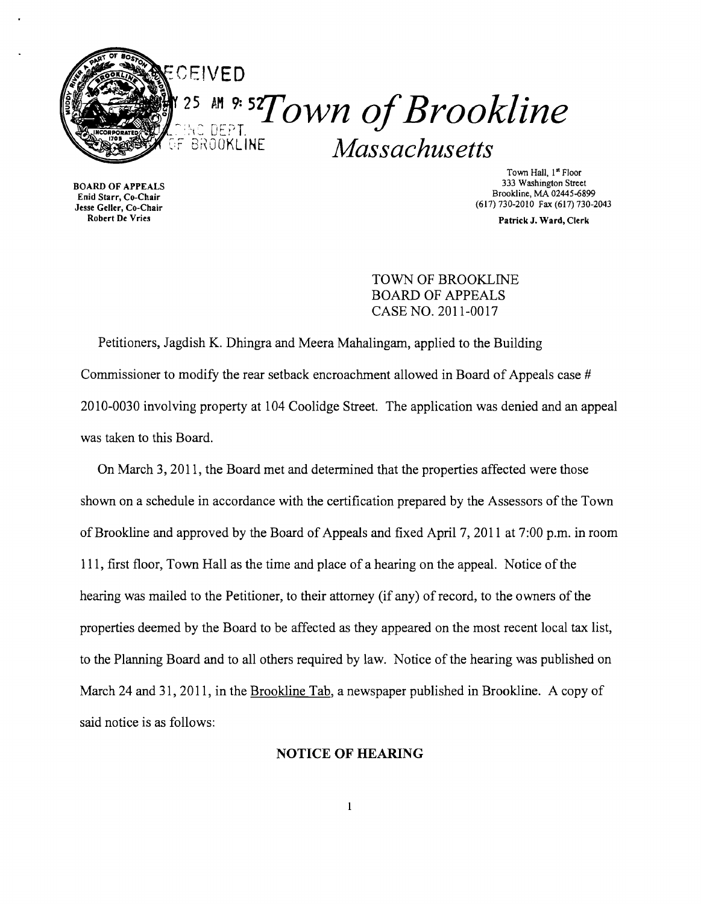RECEIVED
25 AM 9:52
BLDG DEPT.
OF BROOKLINE

# *Town of Brookline*
## *Massachusetts*

BOARD OF APPEALS
Enid Starr, Co-Chair
Jesse Geller, Co-Chair
Robert De Vries

Town Hall, 1st Floor
333 Washington Street
Brookline, MA 02445-6899
(617) 730-2010 Fax (617) 730-2043
Patrick J. Ward, Clerk

TOWN OF BROOKLINE
BOARD OF APPEALS
CASE NO. 2011-0017

Petitioners, Jagdish K. Dhingra and Meera Mahalingam, applied to the Building Commissioner to modify the rear setback encroachment allowed in Board of Appeals case # 2010-0030 involving property at 104 Coolidge Street. The application was denied and an appeal was taken to this Board.

On March 3, 2011, the Board met and determined that the properties affected were those shown on a schedule in accordance with the certification prepared by the Assessors of the Town of Brookline and approved by the Board of Appeals and fixed April 7, 2011 at 7:00 p.m. in room 111, first floor, Town Hall as the time and place of a hearing on the appeal. Notice of the hearing was mailed to the Petitioner, to their attorney (if any) of record, to the owners of the properties deemed by the Board to be affected as they appeared on the most recent local tax list, to the Planning Board and to all others required by law. Notice of the hearing was published on March 24 and 31, 2011, in the Brookline Tab, a newspaper published in Brookline. A copy of said notice is as follows:

**NOTICE OF HEARING**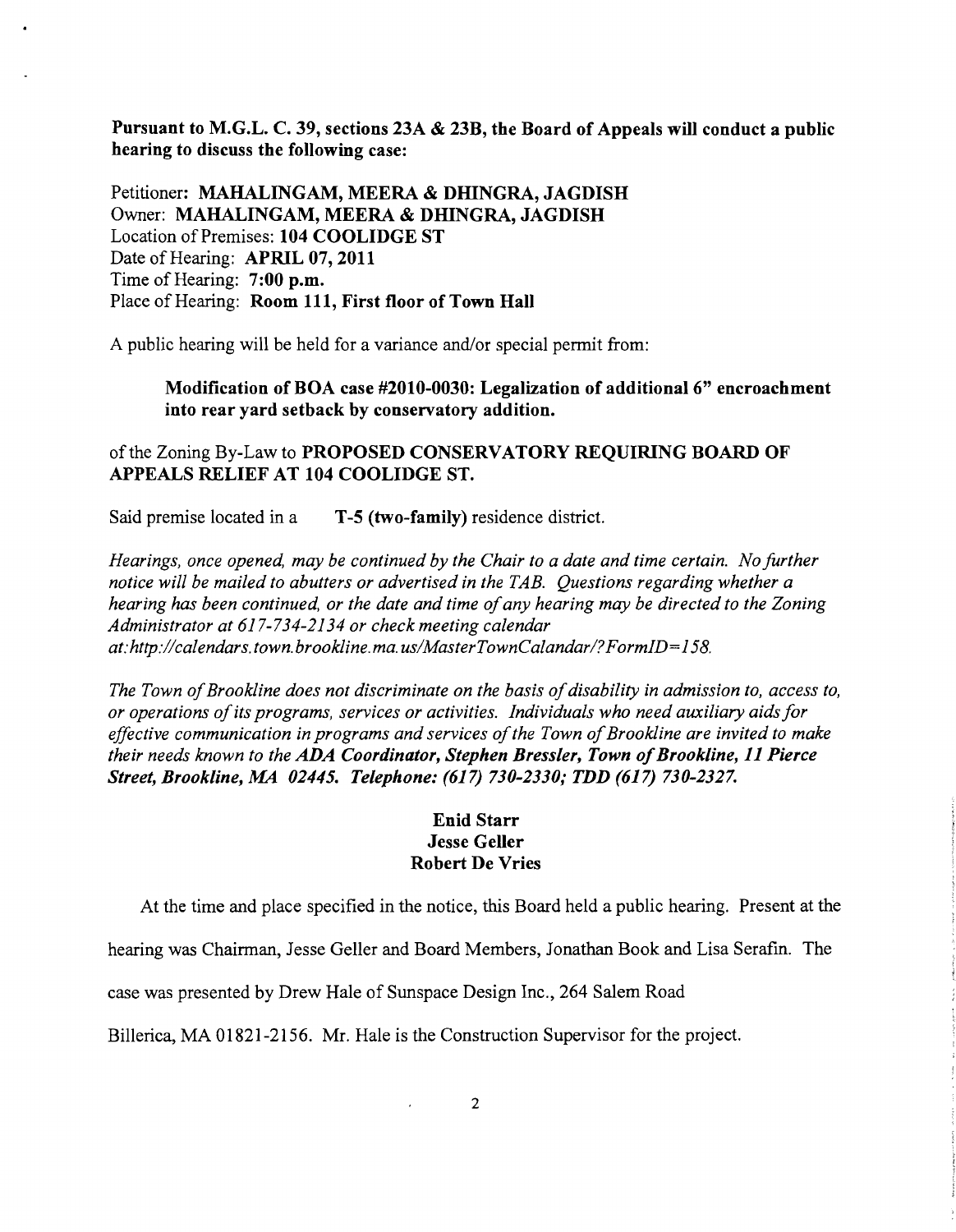**Pursuant to M.G.L. C. 39, sections 23A & 23B, the Board of Appeals will conduct a public hearing to discuss the following case:**

Petitioner: **MAHALINGAM, MEERA & DHINGRA, JAGDISH**
Owner: **MAHALINGAM, MEERA & DHINGRA, JAGDISH**
Location of Premises: **104 COOLIDGE ST**
Date of Hearing: **APRIL 07, 2011**
Time of Hearing: **7:00 p.m.**
Place of Hearing: **Room 111, First floor of Town Hall**

A public hearing will be held for a variance and/or special permit from:

> **Modification of BOA case #2010-0030: Legalization of additional 6" encroachment into rear yard setback by conservatory addition.**

of the Zoning By-Law to **PROPOSED CONSERVATORY REQUIRING BOARD OF APPEALS RELIEF AT 104 COOLIDGE ST.**

Said premise located in a **T-5 (two-family)** residence district.

*Hearings, once opened, may be continued by the Chair to a date and time certain. No further notice will be mailed to abutters or advertised in the TAB. Questions regarding whether a hearing has been continued, or the date and time of any hearing may be directed to the Zoning Administrator at 617-734-2134 or check meeting calendar at:http://calendars.town.brookline.ma.us/MasterTownCalandar/?FormID=158.*

*The Town of Brookline does not discriminate on the basis of disability in admission to, access to, or operations of its programs, services or activities. Individuals who need auxiliary aids for effective communication in programs and services of the Town of Brookline are invited to make their needs known to the* ***ADA Coordinator, Stephen Bressler, Town of Brookline, 11 Pierce Street, Brookline, MA 02445. Telephone: (617) 730-2330; TDD (617) 730-2327.***

**Enid Starr**
**Jesse Geller**
**Robert De Vries**

At the time and place specified in the notice, this Board held a public hearing. Present at the hearing was Chairman, Jesse Geller and Board Members, Jonathan Book and Lisa Serafin. The case was presented by Drew Hale of Sunspace Design Inc., 264 Salem Road Billerica, MA 01821-2156. Mr. Hale is the Construction Supervisor for the project.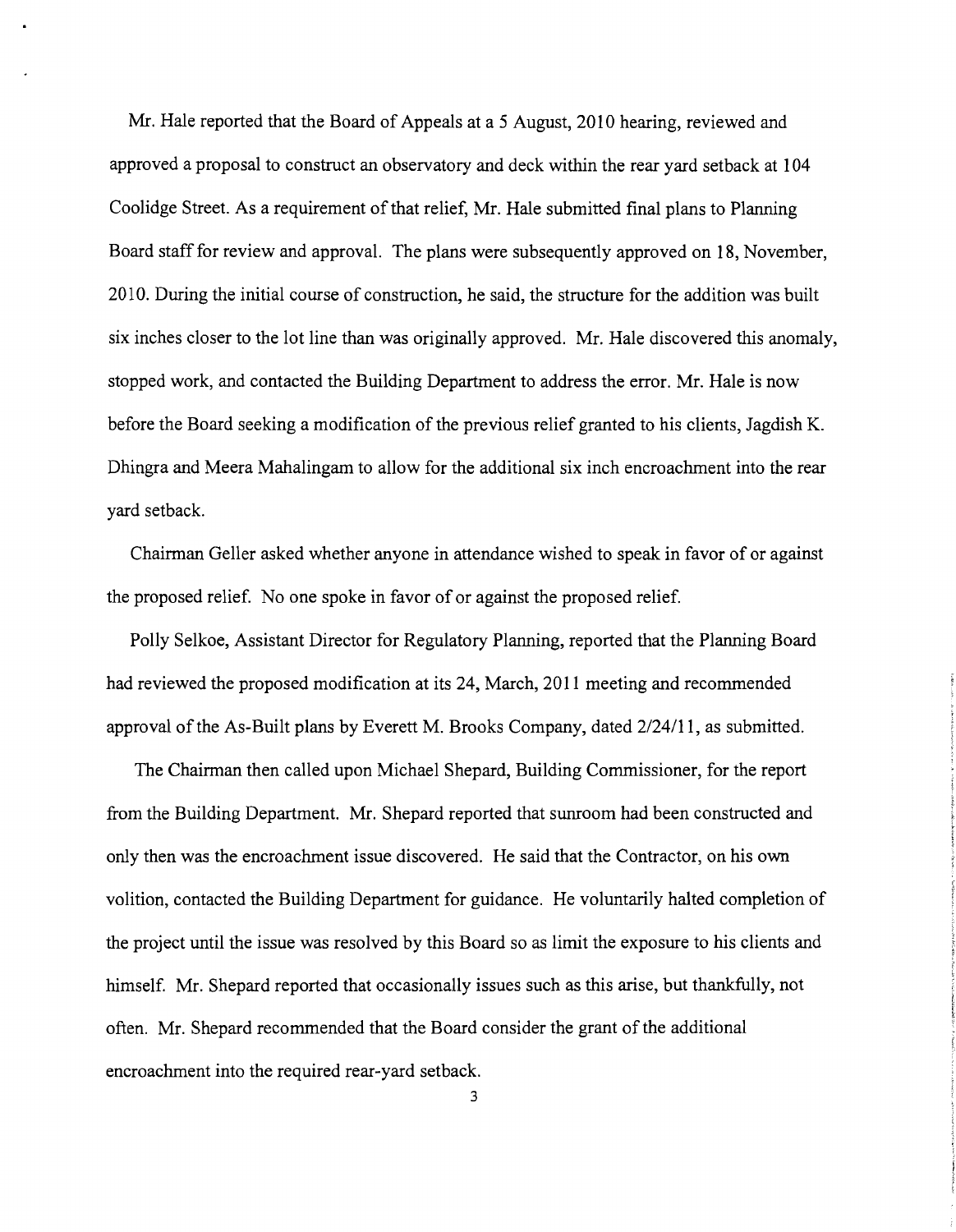Mr. Hale reported that the Board of Appeals at a 5 August, 2010 hearing, reviewed and approved a proposal to construct an observatory and deck within the rear yard setback at 104 Coolidge Street. As a requirement of that relief, Mr. Hale submitted final plans to Planning Board staff for review and approval. The plans were subsequently approved on 18, November, 2010. During the initial course of construction, he said, the structure for the addition was built six inches closer to the lot line than was originally approved. Mr. Hale discovered this anomaly, stopped work, and contacted the Building Department to address the error. Mr. Hale is now before the Board seeking a modification of the previous relief granted to his clients, Jagdish K. Dhingra and Meera Mahalingam to allow for the additional six inch encroachment into the rear yard setback.

Chairman Geller asked whether anyone in attendance wished to speak in favor of or against the proposed relief. No one spoke in favor of or against the proposed relief.

Polly Selkoe, Assistant Director for Regulatory Planning, reported that the Planning Board had reviewed the proposed modification at its 24, March, 2011 meeting and recommended approval of the As-Built plans by Everett M. Brooks Company, dated 2/24/11, as submitted.

The Chairman then called upon Michael Shepard, Building Commissioner, for the report from the Building Department. Mr. Shepard reported that sunroom had been constructed and only then was the encroachment issue discovered. He said that the Contractor, on his own volition, contacted the Building Department for guidance. He voluntarily halted completion of the project until the issue was resolved by this Board so as limit the exposure to his clients and himself. Mr. Shepard reported that occasionally issues such as this arise, but thankfully, not often. Mr. Shepard recommended that the Board consider the grant of the additional encroachment into the required rear-yard setback.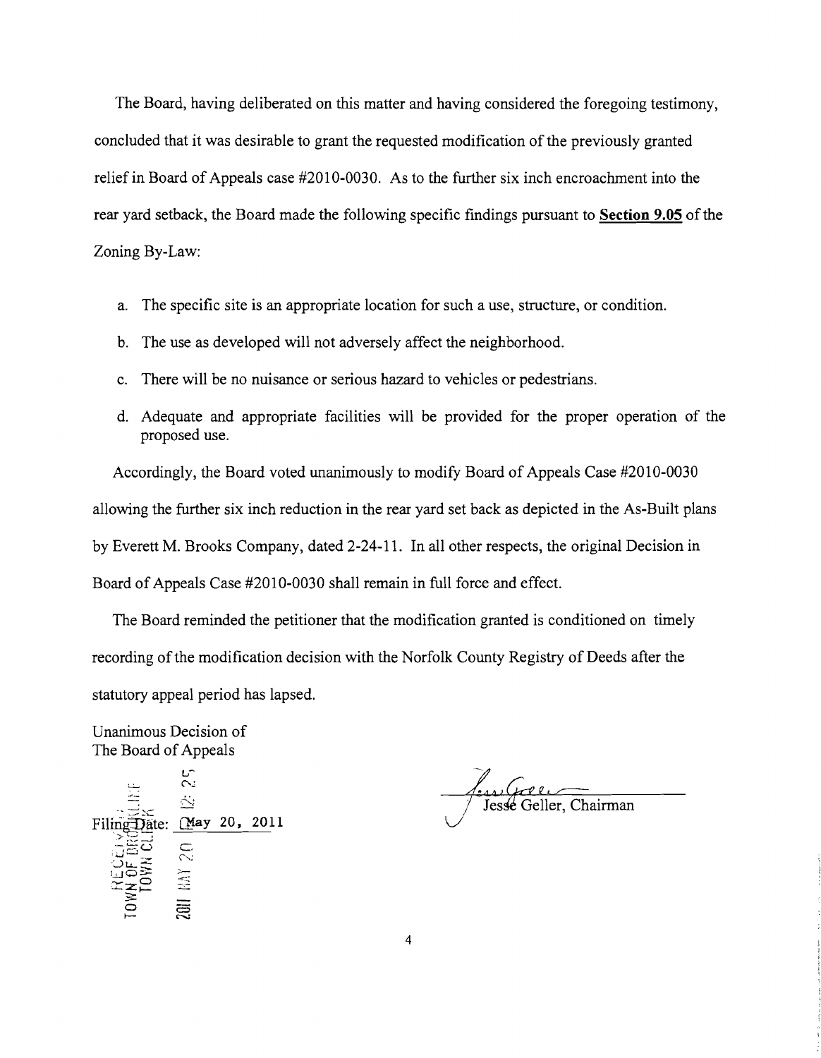The Board, having deliberated on this matter and having considered the foregoing testimony, concluded that it was desirable to grant the requested modification of the previously granted relief in Board of Appeals case #2010-0030. As to the further six inch encroachment into the rear yard setback, the Board made the following specific findings pursuant to **Section 9.05** of the Zoning By-Law:

a. The specific site is an appropriate location for such a use, structure, or condition.

b. The use as developed will not adversely affect the neighborhood.

c. There will be no nuisance or serious hazard to vehicles or pedestrians.

d. Adequate and appropriate facilities will be provided for the proper operation of the proposed use.

Accordingly, the Board voted unanimously to modify Board of Appeals Case #2010-0030 allowing the further six inch reduction in the rear yard set back as depicted in the As-Built plans by Everett M. Brooks Company, dated 2-24-11. In all other respects, the original Decision in Board of Appeals Case #2010-0030 shall remain in full force and effect.

The Board reminded the petitioner that the modification granted is conditioned on timely recording of the modification decision with the Norfolk County Registry of Deeds after the statutory appeal period has lapsed.

Unanimous Decision of
The Board of Appeals

Filing Date: May 20, 2011

RECEIVED
TOWN OF BROOKLINE
TOWN CLERK
2011 MAY 20 12:25

Jesse Geller, Chairman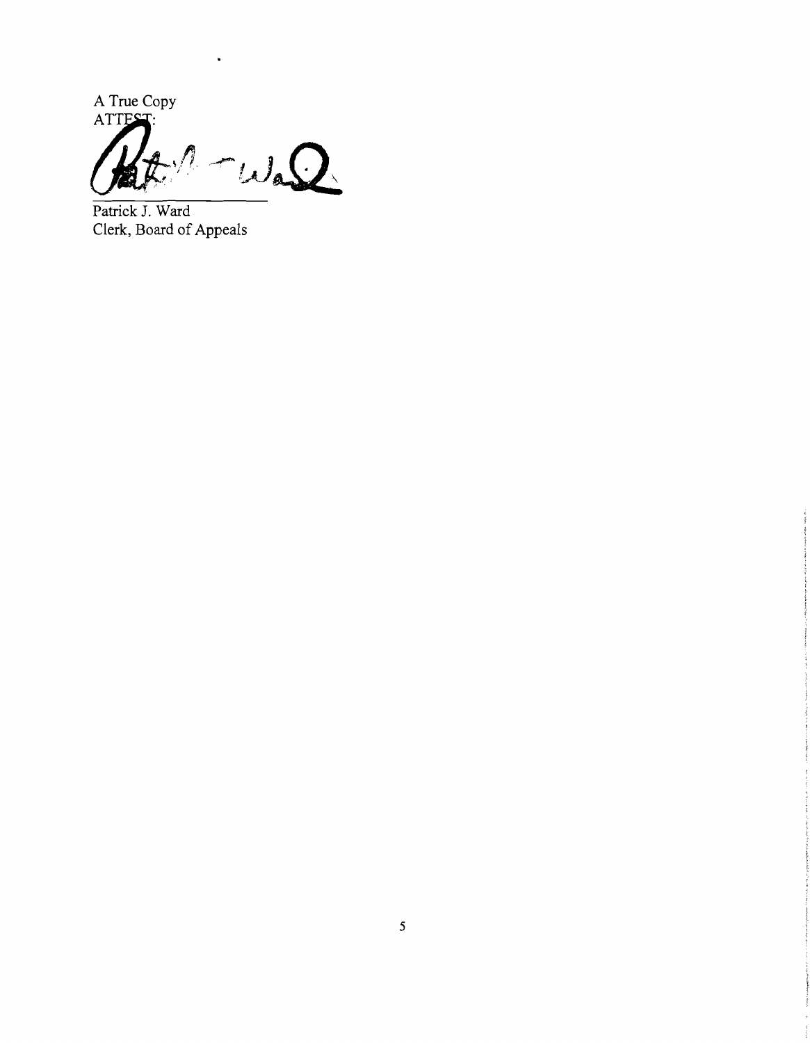A True Copy
ATTEST:

Patrick J. Ward
Clerk, Board of Appeals